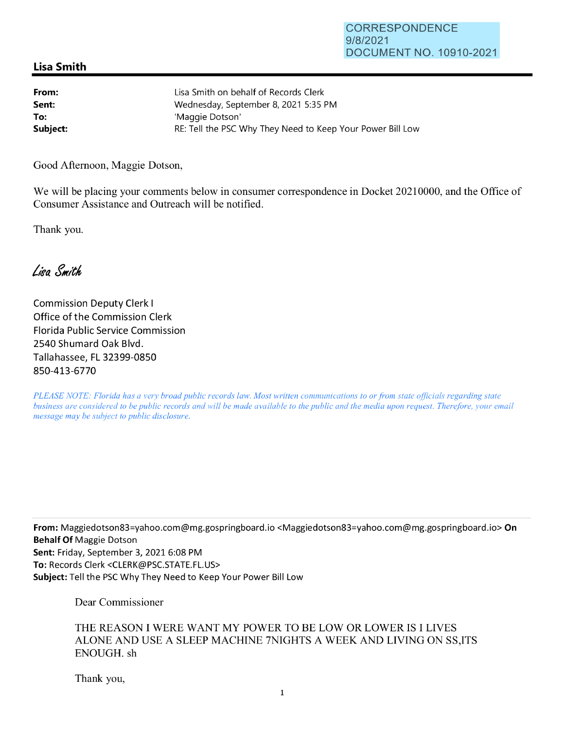CORRESPONDENCE
9/8/2021
DOCUMENT NO. 10910-2021

**Lisa Smith**

| | |
|---|---|
| **From:** | Lisa Smith on behalf of Records Clerk |
| **Sent:** | Wednesday, September 8, 2021 5:35 PM |
| **To:** | 'Maggie Dotson' |
| **Subject:** | RE: Tell the PSC Why They Need to Keep Your Power Bill Low |

Good Afternoon, Maggie Dotson,

We will be placing your comments below in consumer correspondence in Docket 20210000, and the Office of Consumer Assistance and Outreach will be notified.

Thank you.

*Lisa Smith*

Commission Deputy Clerk I
Office of the Commission Clerk
Florida Public Service Commission
2540 Shumard Oak Blvd.
Tallahassee, FL 32399-0850
850-413-6770

*PLEASE NOTE: Florida has a very broad public records law. Most written communications to or from state officials regarding state business are considered to be public records and will be made available to the public and the media upon request. Therefore, your email message may be subject to public disclosure.*

---

**From:** Maggiedotson83=yahoo.com@mg.gospringboard.io <Maggiedotson83=yahoo.com@mg.gospringboard.io> **On Behalf Of** Maggie Dotson
**Sent:** Friday, September 3, 2021 6:08 PM
**To:** Records Clerk <CLERK@PSC.STATE.FL.US>
**Subject:** Tell the PSC Why They Need to Keep Your Power Bill Low

Dear Commissioner

THE REASON I WERE WANT MY POWER TO BE LOW OR LOWER IS I LIVES ALONE AND USE A SLEEP MACHINE 7NIGHTS A WEEK AND LIVING ON SS,ITS ENOUGH. sh

Thank you,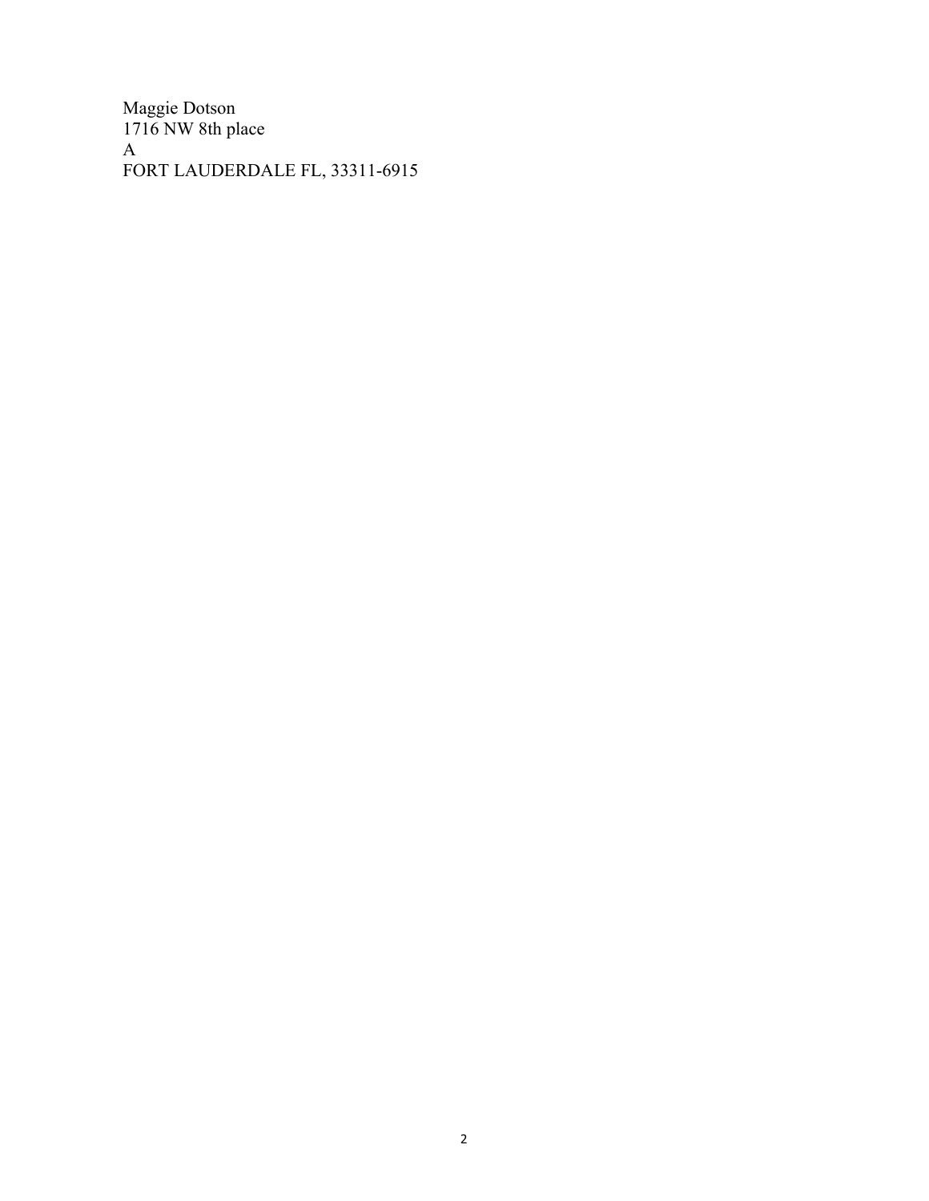Maggie Dotson
1716 NW 8th place
A
FORT LAUDERDALE FL, 33311-6915